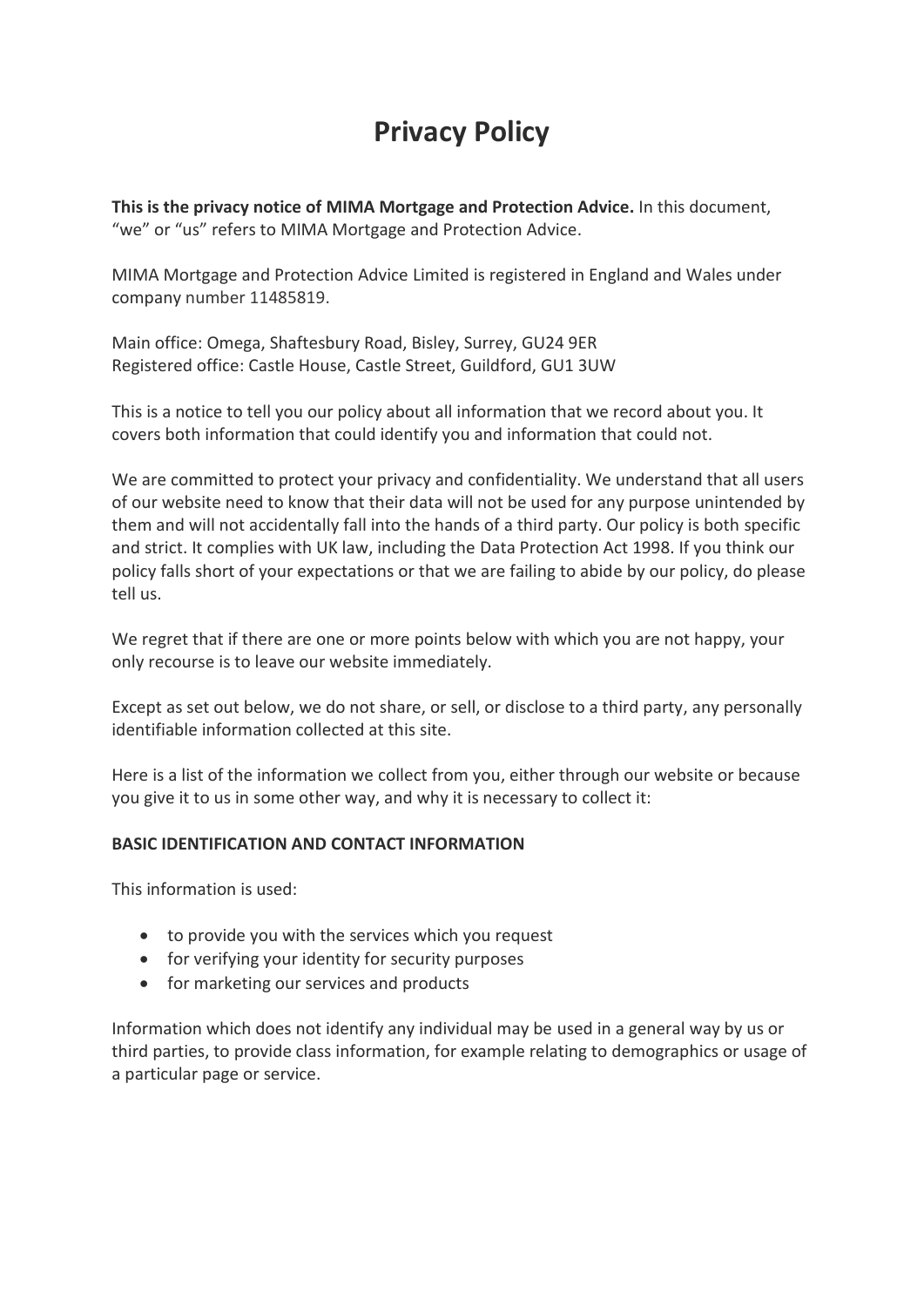# Privacy Policy

**This is the privacy notice of MIMA Mortgage and Protection Advice.** In this document, “we” or “us” refers to MIMA Mortgage and Protection Advice.

MIMA Mortgage and Protection Advice Limited is registered in England and Wales under company number 11485819.

Main office: Omega, Shaftesbury Road, Bisley, Surrey, GU24 9ER
Registered office: Castle House, Castle Street, Guildford, GU1 3UW

This is a notice to tell you our policy about all information that we record about you. It covers both information that could identify you and information that could not.

We are committed to protect your privacy and confidentiality. We understand that all users of our website need to know that their data will not be used for any purpose unintended by them and will not accidentally fall into the hands of a third party. Our policy is both specific and strict. It complies with UK law, including the Data Protection Act 1998. If you think our policy falls short of your expectations or that we are failing to abide by our policy, do please tell us.

We regret that if there are one or more points below with which you are not happy, your only recourse is to leave our website immediately.

Except as set out below, we do not share, or sell, or disclose to a third party, any personally identifiable information collected at this site.

Here is a list of the information we collect from you, either through our website or because you give it to us in some other way, and why it is necessary to collect it:

**BASIC IDENTIFICATION AND CONTACT INFORMATION**

This information is used:

- to provide you with the services which you request
- for verifying your identity for security purposes
- for marketing our services and products

Information which does not identify any individual may be used in a general way by us or third parties, to provide class information, for example relating to demographics or usage of a particular page or service.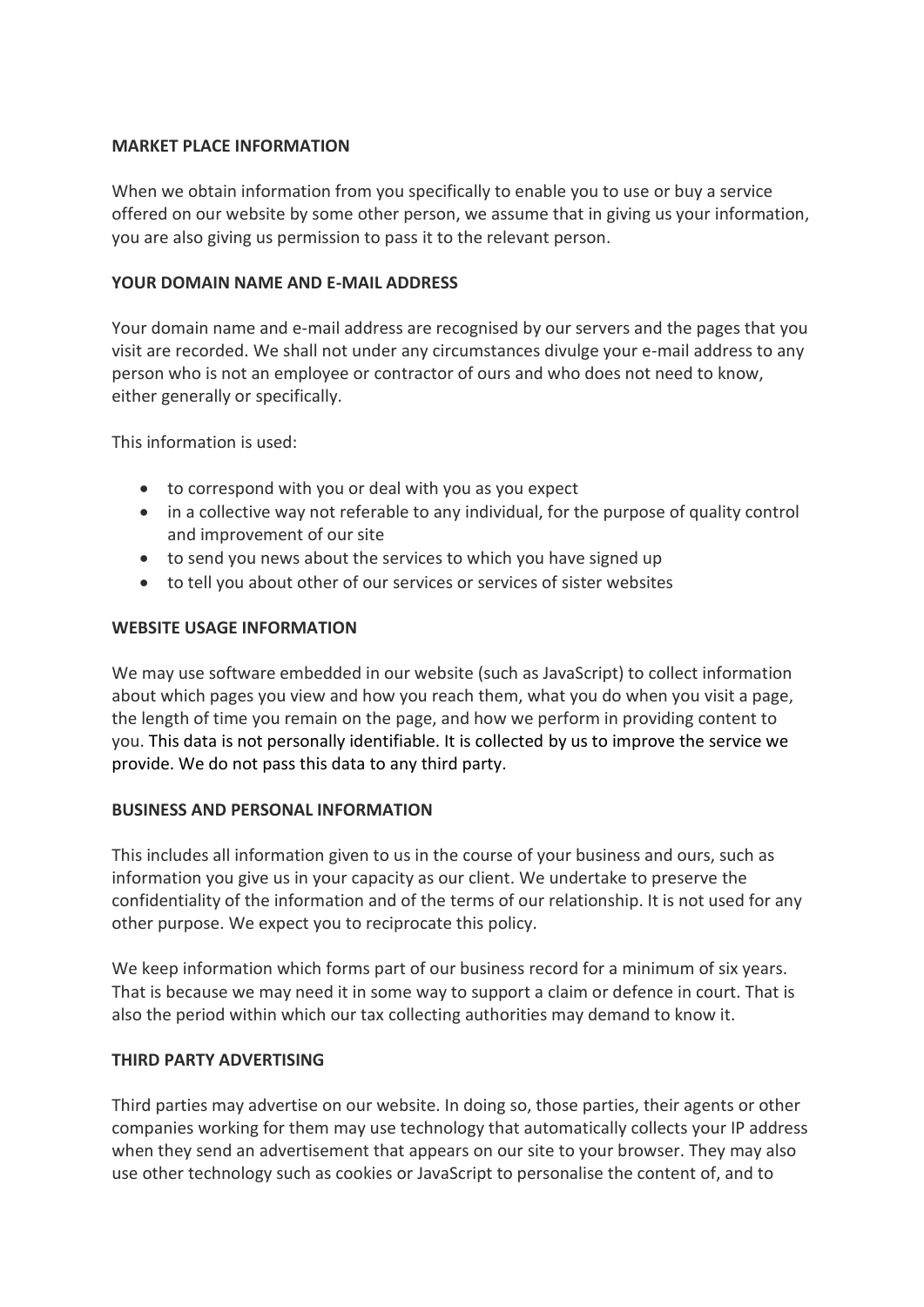**MARKET PLACE INFORMATION**

When we obtain information from you specifically to enable you to use or buy a service offered on our website by some other person, we assume that in giving us your information, you are also giving us permission to pass it to the relevant person.

**YOUR DOMAIN NAME AND E-MAIL ADDRESS**

Your domain name and e-mail address are recognised by our servers and the pages that you visit are recorded. We shall not under any circumstances divulge your e-mail address to any person who is not an employee or contractor of ours and who does not need to know, either generally or specifically.

This information is used:

- to correspond with you or deal with you as you expect
- in a collective way not referable to any individual, for the purpose of quality control and improvement of our site
- to send you news about the services to which you have signed up
- to tell you about other of our services or services of sister websites

**WEBSITE USAGE INFORMATION**

We may use software embedded in our website (such as JavaScript) to collect information about which pages you view and how you reach them, what you do when you visit a page, the length of time you remain on the page, and how we perform in providing content to you. This data is not personally identifiable. It is collected by us to improve the service we provide. We do not pass this data to any third party.

**BUSINESS AND PERSONAL INFORMATION**

This includes all information given to us in the course of your business and ours, such as information you give us in your capacity as our client. We undertake to preserve the confidentiality of the information and of the terms of our relationship. It is not used for any other purpose. We expect you to reciprocate this policy.

We keep information which forms part of our business record for a minimum of six years. That is because we may need it in some way to support a claim or defence in court. That is also the period within which our tax collecting authorities may demand to know it.

**THIRD PARTY ADVERTISING**

Third parties may advertise on our website. In doing so, those parties, their agents or other companies working for them may use technology that automatically collects your IP address when they send an advertisement that appears on our site to your browser. They may also use other technology such as cookies or JavaScript to personalise the content of, and to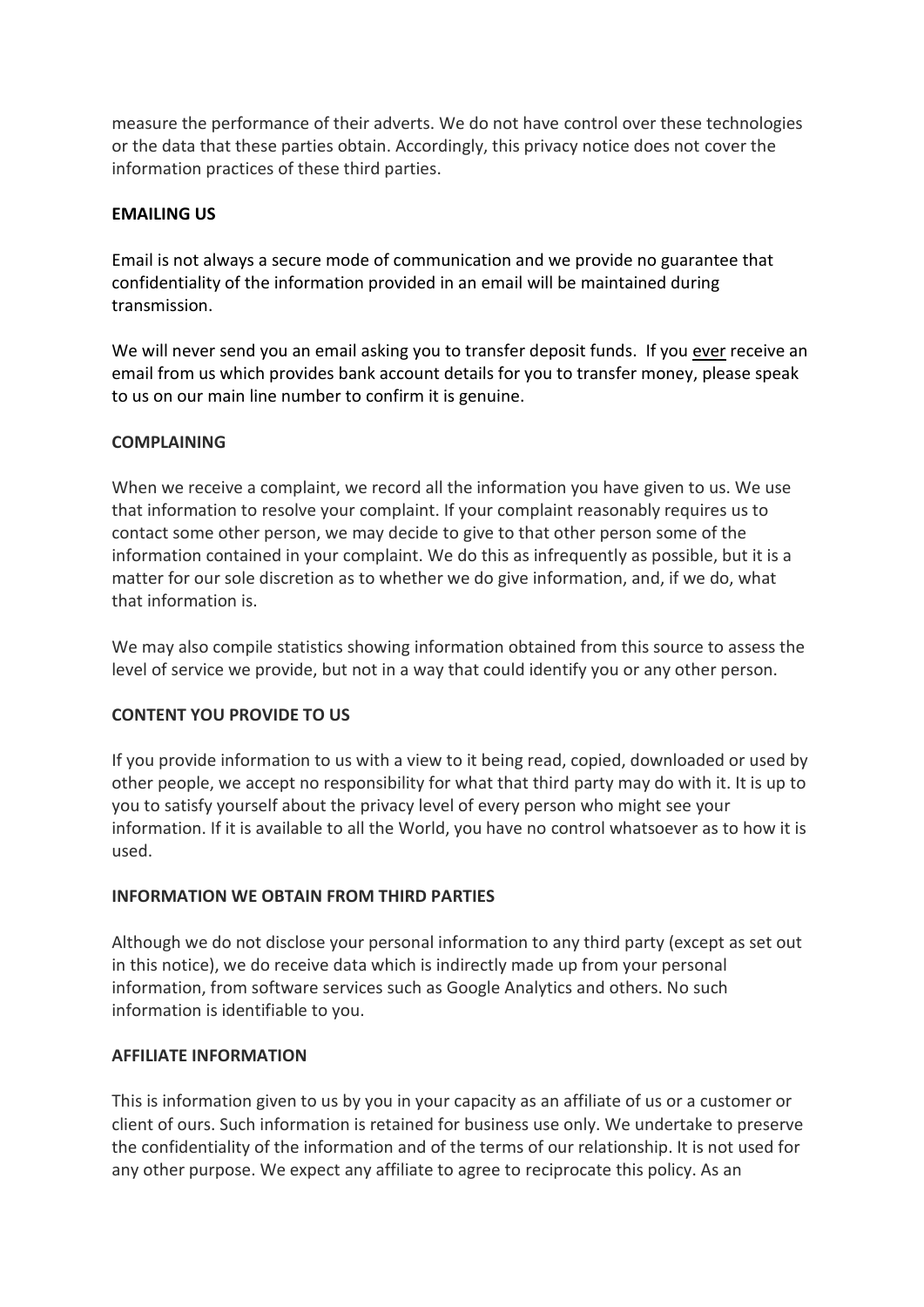measure the performance of their adverts. We do not have control over these technologies or the data that these parties obtain. Accordingly, this privacy notice does not cover the information practices of these third parties.

**EMAILING US**

Email is not always a secure mode of communication and we provide no guarantee that confidentiality of the information provided in an email will be maintained during transmission.

We will never send you an email asking you to transfer deposit funds. If you <u>ever</u> receive an email from us which provides bank account details for you to transfer money, please speak to us on our main line number to confirm it is genuine.

**COMPLAINING**

When we receive a complaint, we record all the information you have given to us. We use that information to resolve your complaint. If your complaint reasonably requires us to contact some other person, we may decide to give to that other person some of the information contained in your complaint. We do this as infrequently as possible, but it is a matter for our sole discretion as to whether we do give information, and, if we do, what that information is.

We may also compile statistics showing information obtained from this source to assess the level of service we provide, but not in a way that could identify you or any other person.

**CONTENT YOU PROVIDE TO US**

If you provide information to us with a view to it being read, copied, downloaded or used by other people, we accept no responsibility for what that third party may do with it. It is up to you to satisfy yourself about the privacy level of every person who might see your information. If it is available to all the World, you have no control whatsoever as to how it is used.

**INFORMATION WE OBTAIN FROM THIRD PARTIES**

Although we do not disclose your personal information to any third party (except as set out in this notice), we do receive data which is indirectly made up from your personal information, from software services such as Google Analytics and others. No such information is identifiable to you.

**AFFILIATE INFORMATION**

This is information given to us by you in your capacity as an affiliate of us or a customer or client of ours. Such information is retained for business use only. We undertake to preserve the confidentiality of the information and of the terms of our relationship. It is not used for any other purpose. We expect any affiliate to agree to reciprocate this policy. As an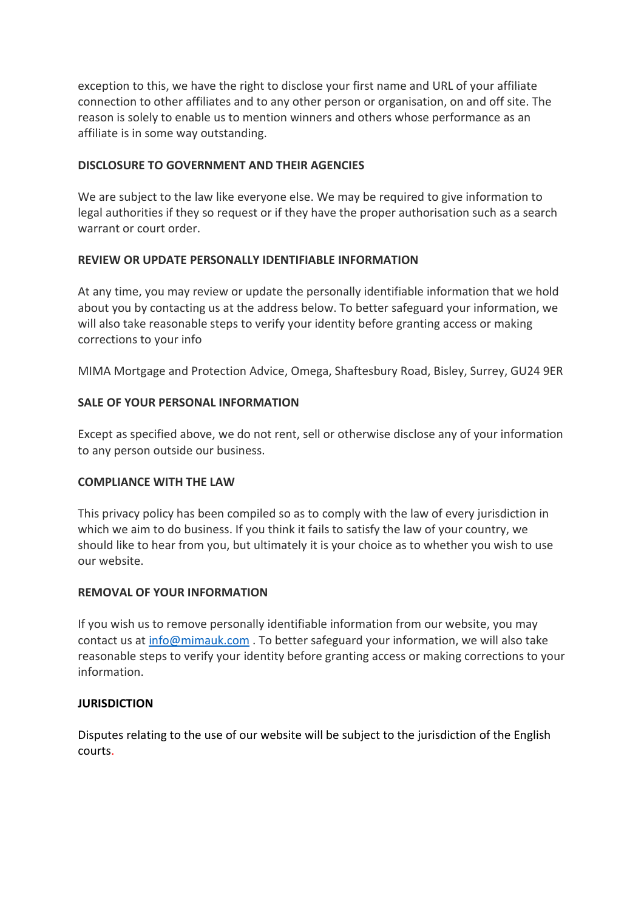exception to this, we have the right to disclose your first name and URL of your affiliate connection to other affiliates and to any other person or organisation, on and off site. The reason is solely to enable us to mention winners and others whose performance as an affiliate is in some way outstanding.

**DISCLOSURE TO GOVERNMENT AND THEIR AGENCIES**

We are subject to the law like everyone else. We may be required to give information to legal authorities if they so request or if they have the proper authorisation such as a search warrant or court order.

**REVIEW OR UPDATE PERSONALLY IDENTIFIABLE INFORMATION**

At any time, you may review or update the personally identifiable information that we hold about you by contacting us at the address below. To better safeguard your information, we will also take reasonable steps to verify your identity before granting access or making corrections to your info

MIMA Mortgage and Protection Advice, Omega, Shaftesbury Road, Bisley, Surrey, GU24 9ER

**SALE OF YOUR PERSONAL INFORMATION**

Except as specified above, we do not rent, sell or otherwise disclose any of your information to any person outside our business.

**COMPLIANCE WITH THE LAW**

This privacy policy has been compiled so as to comply with the law of every jurisdiction in which we aim to do business. If you think it fails to satisfy the law of your country, we should like to hear from you, but ultimately it is your choice as to whether you wish to use our website.

**REMOVAL OF YOUR INFORMATION**

If you wish us to remove personally identifiable information from our website, you may contact us at info@mimauk.com . To better safeguard your information, we will also take reasonable steps to verify your identity before granting access or making corrections to your information.

**JURISDICTION**

Disputes relating to the use of our website will be subject to the jurisdiction of the English courts.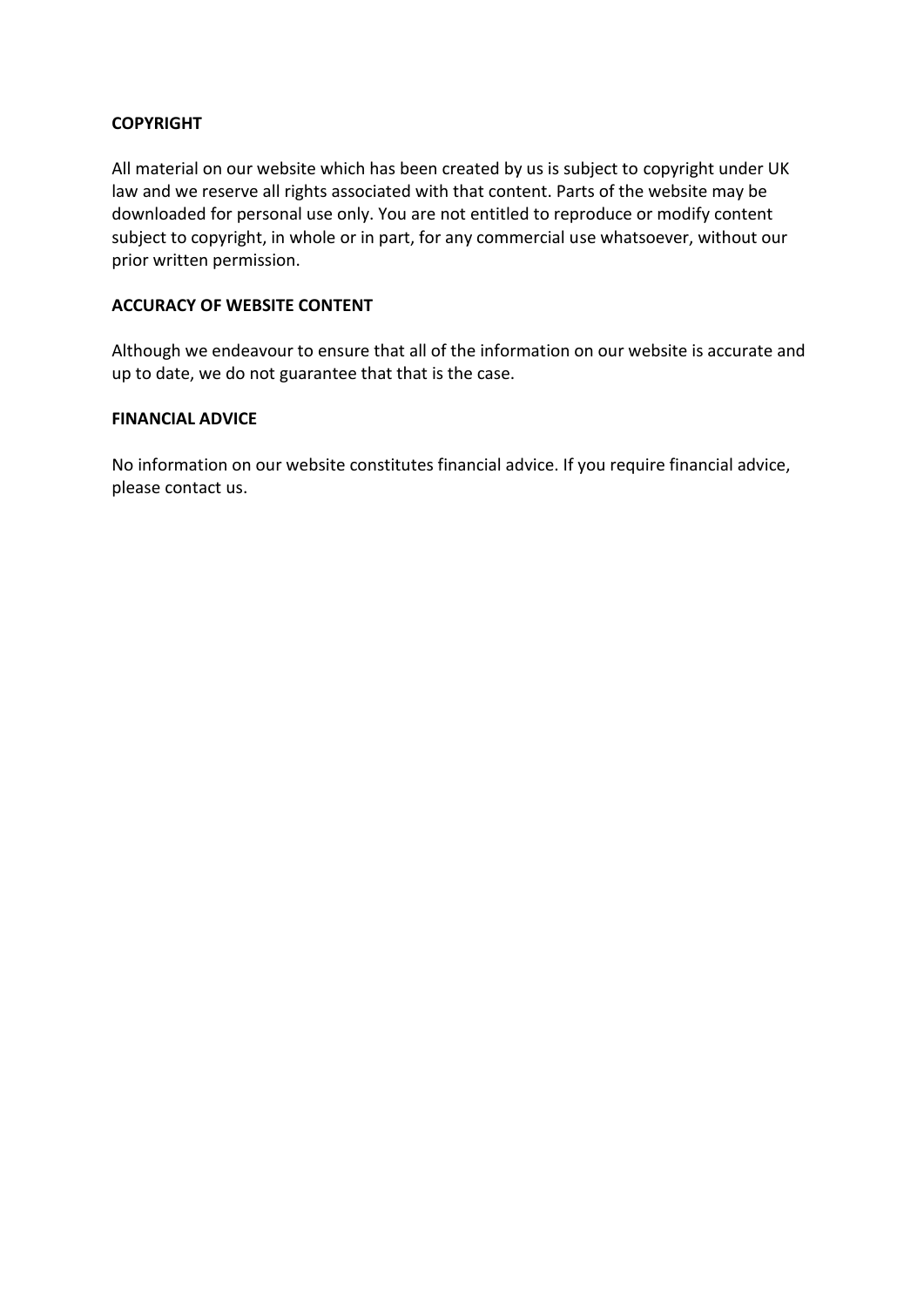**COPYRIGHT**

All material on our website which has been created by us is subject to copyright under UK law and we reserve all rights associated with that content. Parts of the website may be downloaded for personal use only. You are not entitled to reproduce or modify content subject to copyright, in whole or in part, for any commercial use whatsoever, without our prior written permission.

**ACCURACY OF WEBSITE CONTENT**

Although we endeavour to ensure that all of the information on our website is accurate and up to date, we do not guarantee that that is the case.

**FINANCIAL ADVICE**

No information on our website constitutes financial advice. If you require financial advice, please contact us.